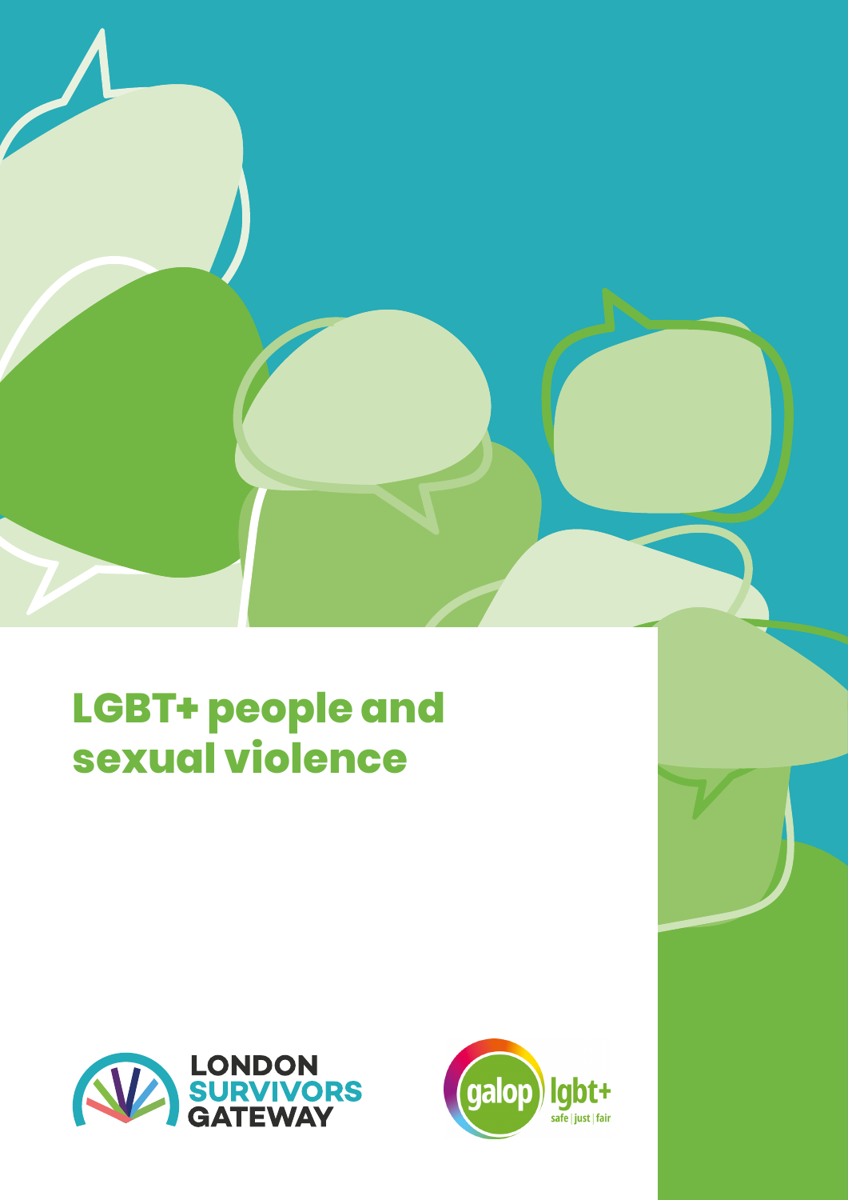# LGBT+ people and sexual violence

LONDON SURVIVORS GATEWAY

galop lgbt+ safe | just | fair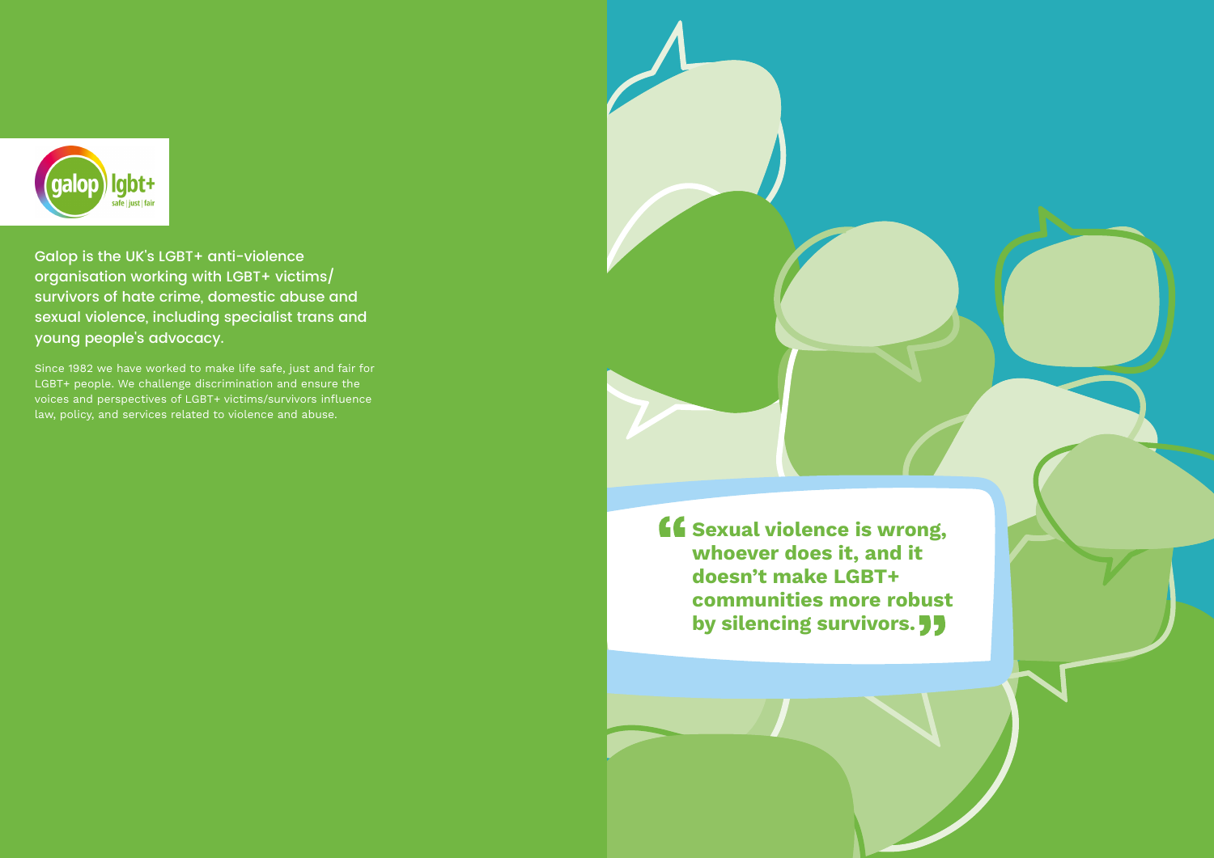galop lgbt+
safe | just | fair

Galop is the UK's LGBT+ anti-violence organisation working with LGBT+ victims/survivors of hate crime, domestic abuse and sexual violence, including specialist trans and young people's advocacy.

Since 1982 we have worked to make life safe, just and fair for LGBT+ people. We challenge discrimination and ensure the voices and perspectives of LGBT+ victims/survivors influence law, policy, and services related to violence and abuse.

> **"Sexual violence is wrong, whoever does it, and it doesn't make LGBT+ communities more robust by silencing survivors."**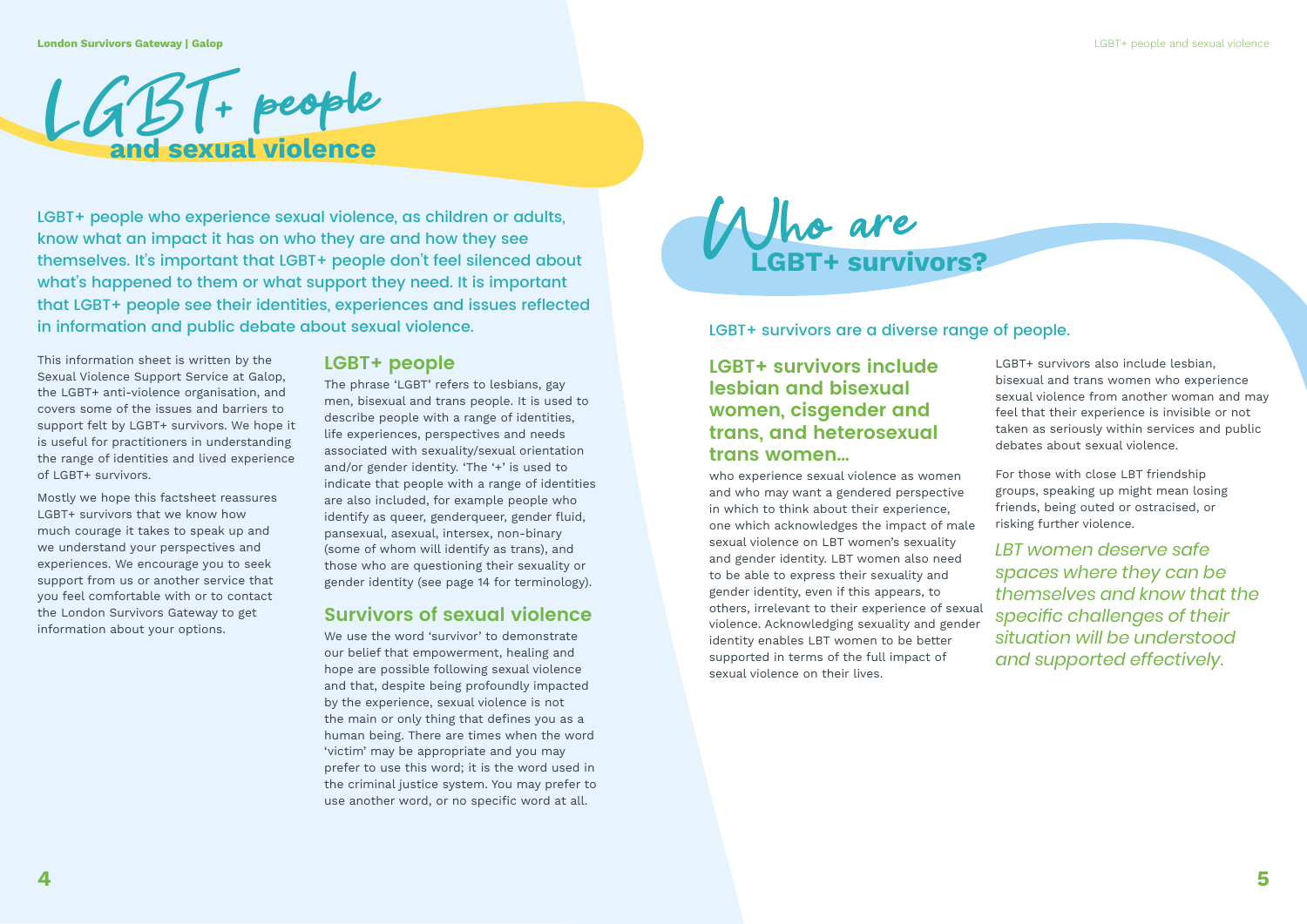# LGBT+ people and sexual violence

LGBT+ people who experience sexual violence, as children or adults, know what an impact it has on who they are and how they see themselves. It's important that LGBT+ people don't feel silenced about what's happened to them or what support they need. It is important that LGBT+ people see their identities, experiences and issues reflected in information and public debate about sexual violence.

This information sheet is written by the Sexual Violence Support Service at Galop, the LGBT+ anti-violence organisation, and covers some of the issues and barriers to support felt by LGBT+ survivors. We hope it is useful for practitioners in understanding the range of identities and lived experience of LGBT+ survivors.

Mostly we hope this factsheet reassures LGBT+ survivors that we know how much courage it takes to speak up and we understand your perspectives and experiences. We encourage you to seek support from us or another service that you feel comfortable with or to contact the London Survivors Gateway to get information about your options.

## LGBT+ people

The phrase 'LGBT' refers to lesbians, gay men, bisexual and trans people. It is used to describe people with a range of identities, life experiences, perspectives and needs associated with sexuality/sexual orientation and/or gender identity. 'The '+' is used to indicate that people with a range of identities are also included, for example people who identify as queer, genderqueer, gender fluid, pansexual, asexual, intersex, non-binary (some of whom will identify as trans), and those who are questioning their sexuality or gender identity (see page 14 for terminology).

## Survivors of sexual violence

We use the word 'survivor' to demonstrate our belief that empowerment, healing and hope are possible following sexual violence and that, despite being profoundly impacted by the experience, sexual violence is not the main or only thing that defines you as a human being. There are times when the word 'victim' may be appropriate and you may prefer to use this word; it is the word used in the criminal justice system. You may prefer to use another word, or no specific word at all.

# Who are LGBT+ survivors?

LGBT+ survivors are a diverse range of people.

### LGBT+ survivors include lesbian and bisexual women, cisgender and trans, and heterosexual trans women…

who experience sexual violence as women and who may want a gendered perspective in which to think about their experience, one which acknowledges the impact of male sexual violence on LBT women's sexuality and gender identity. LBT women also need to be able to express their sexuality and gender identity, even if this appears, to others, irrelevant to their experience of sexual violence. Acknowledging sexuality and gender identity enables LBT women to be better supported in terms of the full impact of sexual violence on their lives.

LGBT+ survivors also include lesbian, bisexual and trans women who experience sexual violence from another woman and may feel that their experience is invisible or not taken as seriously within services and public debates about sexual violence.

For those with close LBT friendship groups, speaking up might mean losing friends, being outed or ostracised, or risking further violence.

*LBT women deserve safe spaces where they can be themselves and know that the specific challenges of their situation will be understood and supported effectively.*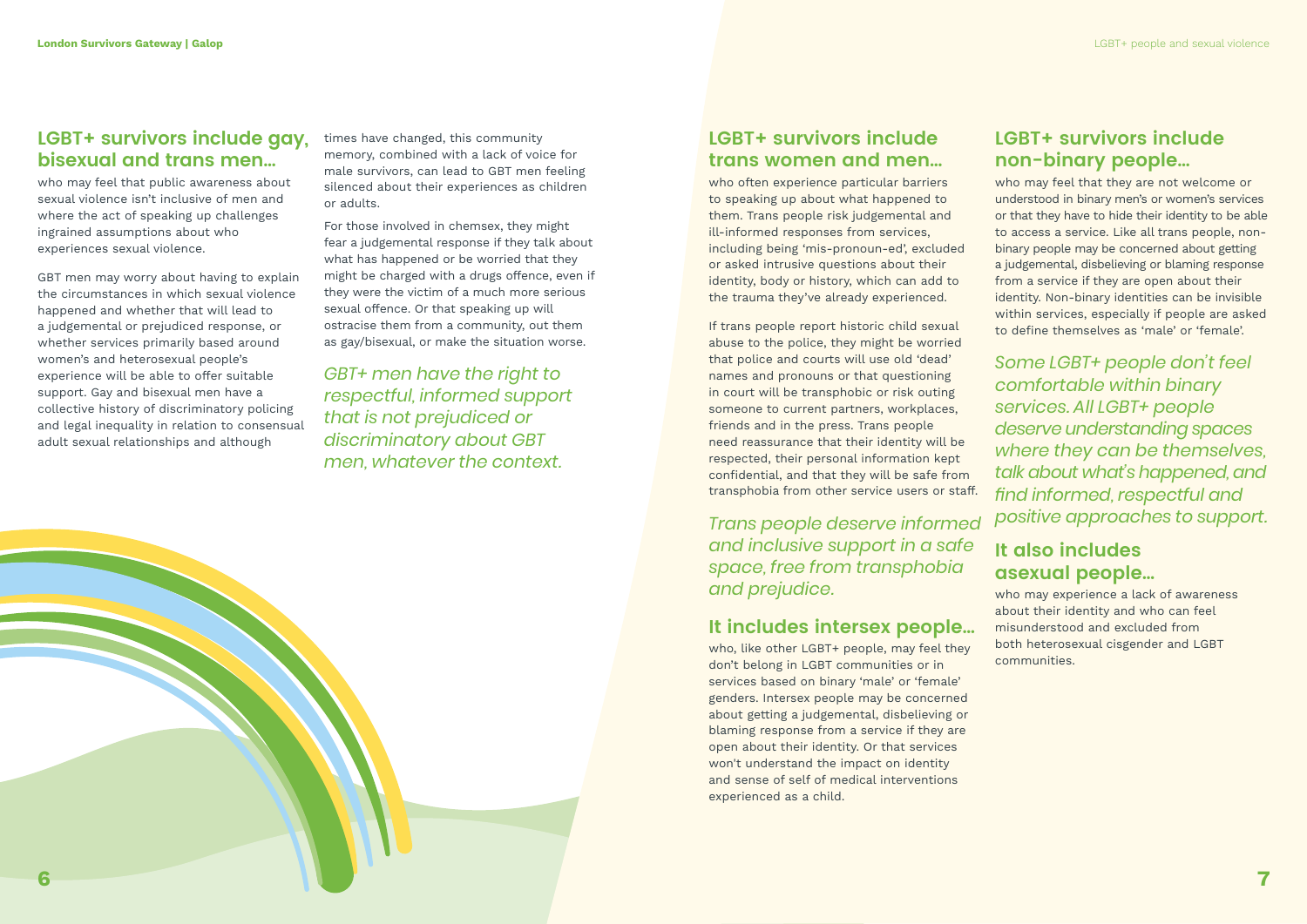## LGBT+ survivors include gay, bisexual and trans men…

who may feel that public awareness about sexual violence isn't inclusive of men and where the act of speaking up challenges ingrained assumptions about who experiences sexual violence.

GBT men may worry about having to explain the circumstances in which sexual violence happened and whether that will lead to a judgemental or prejudiced response, or whether services primarily based around women's and heterosexual people's experience will be able to offer suitable support. Gay and bisexual men have a collective history of discriminatory policing and legal inequality in relation to consensual adult sexual relationships and although times have changed, this community memory, combined with a lack of voice for male survivors, can lead to GBT men feeling silenced about their experiences as children or adults.

For those involved in chemsex, they might fear a judgemental response if they talk about what has happened or be worried that they might be charged with a drugs offence, even if they were the victim of a much more serious sexual offence. Or that speaking up will ostracise them from a community, out them as gay/bisexual, or make the situation worse.

*GBT+ men have the right to respectful, informed support that is not prejudiced or discriminatory about GBT men, whatever the context.*

## LGBT+ survivors include trans women and men…

who often experience particular barriers to speaking up about what happened to them. Trans people risk judgemental and ill-informed responses from services, including being 'mis-pronoun-ed', excluded or asked intrusive questions about their identity, body or history, which can add to the trauma they've already experienced.

If trans people report historic child sexual abuse to the police, they might be worried that police and courts will use old 'dead' names and pronouns or that questioning in court will be transphobic or risk outing someone to current partners, workplaces, friends and in the press. Trans people need reassurance that their identity will be respected, their personal information kept confidential, and that they will be safe from transphobia from other service users or staff.

*Trans people deserve informed and inclusive support in a safe space, free from transphobia and prejudice.*

## It includes intersex people…

who, like other LGBT+ people, may feel they don't belong in LGBT communities or in services based on binary 'male' or 'female' genders. Intersex people may be concerned about getting a judgemental, disbelieving or blaming response from a service if they are open about their identity. Or that services won't understand the impact on identity and sense of self of medical interventions experienced as a child.

## LGBT+ survivors include non-binary people…

who may feel that they are not welcome or understood in binary men's or women's services or that they have to hide their identity to be able to access a service. Like all trans people, non-binary people may be concerned about getting a judgemental, disbelieving or blaming response from a service if they are open about their identity. Non-binary identities can be invisible within services, especially if people are asked to define themselves as 'male' or 'female'.

*Some LGBT+ people don't feel comfortable within binary services. All LGBT+ people deserve understanding spaces where they can be themselves, talk about what's happened, and find informed, respectful and positive approaches to support.*

## It also includes asexual people…

who may experience a lack of awareness about their identity and who can feel misunderstood and excluded from both heterosexual cisgender and LGBT communities.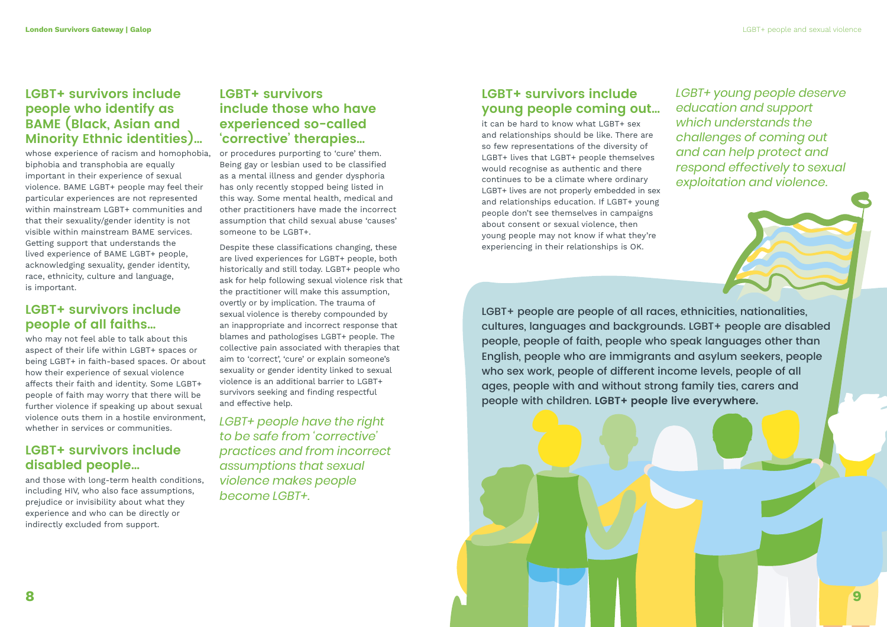## LGBT+ survivors include people who identify as BAME (Black, Asian and Minority Ethnic identities)...

whose experience of racism and homophobia, biphobia and transphobia are equally important in their experience of sexual violence. BAME LGBT+ people may feel their particular experiences are not represented within mainstream LGBT+ communities and that their sexuality/gender identity is not visible within mainstream BAME services. Getting support that understands the lived experience of BAME LGBT+ people, acknowledging sexuality, gender identity, race, ethnicity, culture and language, is important.

## LGBT+ survivors include people of all faiths...

who may not feel able to talk about this aspect of their life within LGBT+ spaces or being LGBT+ in faith-based spaces. Or about how their experience of sexual violence affects their faith and identity. Some LGBT+ people of faith may worry that there will be further violence if speaking up about sexual violence outs them in a hostile environment, whether in services or communities.

## LGBT+ survivors include disabled people...

and those with long-term health conditions, including HIV, who also face assumptions, prejudice or invisibility about what they experience and who can be directly or indirectly excluded from support.

## LGBT+ survivors include those who have experienced so-called 'corrective' therapies...

or procedures purporting to 'cure' them. Being gay or lesbian used to be classified as a mental illness and gender dysphoria has only recently stopped being listed in this way. Some mental health, medical and other practitioners have made the incorrect assumption that child sexual abuse 'causes' someone to be LGBT+.

Despite these classifications changing, these are lived experiences for LGBT+ people, both historically and still today. LGBT+ people who ask for help following sexual violence risk that the practitioner will make this assumption, overtly or by implication. The trauma of sexual violence is thereby compounded by an inappropriate and incorrect response that blames and pathologises LGBT+ people. The collective pain associated with therapies that aim to 'correct', 'cure' or explain someone's sexuality or gender identity linked to sexual violence is an additional barrier to LGBT+ survivors seeking and finding respectful and effective help.

*LGBT+ people have the right to be safe from 'corrective' practices and from incorrect assumptions that sexual violence makes people become LGBT+.*

## LGBT+ survivors include young people coming out...

it can be hard to know what LGBT+ sex and relationships should be like. There are so few representations of the diversity of LGBT+ lives that LGBT+ people themselves would recognise as authentic and there continues to be a climate where ordinary LGBT+ lives are not properly embedded in sex and relationships education. If LGBT+ young people don't see themselves in campaigns about consent or sexual violence, then young people may not know if what they're experiencing in their relationships is OK.

*LGBT+ young people deserve education and support which understands the challenges of coming out and can help protect and respond effectively to sexual exploitation and violence.*

LGBT+ people are people of all races, ethnicities, nationalities, cultures, languages and backgrounds. LGBT+ people are disabled people, people of faith, people who speak languages other than English, people who are immigrants and asylum seekers, people who sex work, people of different income levels, people of all ages, people with and without strong family ties, carers and people with children. **LGBT+ people live everywhere.**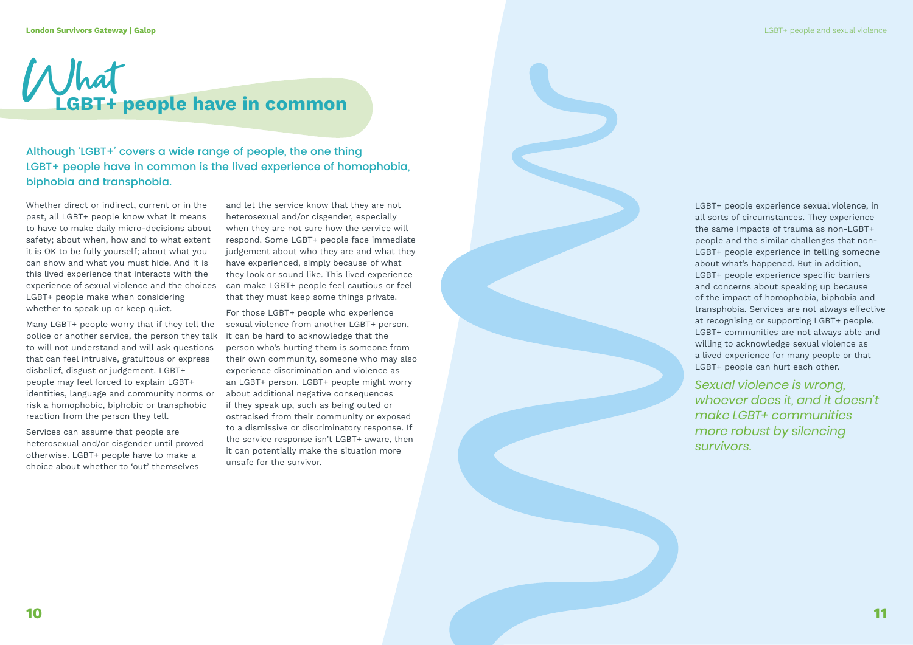# What LGBT+ people have in common

Although 'LGBT+' covers a wide range of people, the one thing LGBT+ people have in common is the lived experience of homophobia, biphobia and transphobia.

Whether direct or indirect, current or in the past, all LGBT+ people know what it means to have to make daily micro-decisions about safety; about when, how and to what extent it is OK to be fully yourself; about what you can show and what you must hide. And it is this lived experience that interacts with the experience of sexual violence and the choices LGBT+ people make when considering whether to speak up or keep quiet.

Many LGBT+ people worry that if they tell the police or another service, the person they talk to will not understand and will ask questions that can feel intrusive, gratuitous or express disbelief, disgust or judgement. LGBT+ people may feel forced to explain LGBT+ identities, language and community norms or risk a homophobic, biphobic or transphobic reaction from the person they tell.

Services can assume that people are heterosexual and/or cisgender until proved otherwise. LGBT+ people have to make a choice about whether to 'out' themselves and let the service know that they are not heterosexual and/or cisgender, especially when they are not sure how the service will respond. Some LGBT+ people face immediate judgement about who they are and what they have experienced, simply because of what they look or sound like. This lived experience can make LGBT+ people feel cautious or feel that they must keep some things private.

For those LGBT+ people who experience sexual violence from another LGBT+ person, it can be hard to acknowledge that the person who's hurting them is someone from their own community, someone who may also experience discrimination and violence as an LGBT+ person. LGBT+ people might worry about additional negative consequences if they speak up, such as being outed or ostracised from their community or exposed to a dismissive or discriminatory response. If the service response isn't LGBT+ aware, then it can potentially make the situation more unsafe for the survivor.

LGBT+ people experience sexual violence, in all sorts of circumstances. They experience the same impacts of trauma as non-LGBT+ people and the similar challenges that non-LGBT+ people experience in telling someone about what's happened. But in addition, LGBT+ people experience specific barriers and concerns about speaking up because of the impact of homophobia, biphobia and transphobia. Services are not always effective at recognising or supporting LGBT+ people. LGBT+ communities are not always able and willing to acknowledge sexual violence as a lived experience for many people or that LGBT+ people can hurt each other.

*Sexual violence is wrong, whoever does it, and it doesn't make LGBT+ communities more robust by silencing survivors.*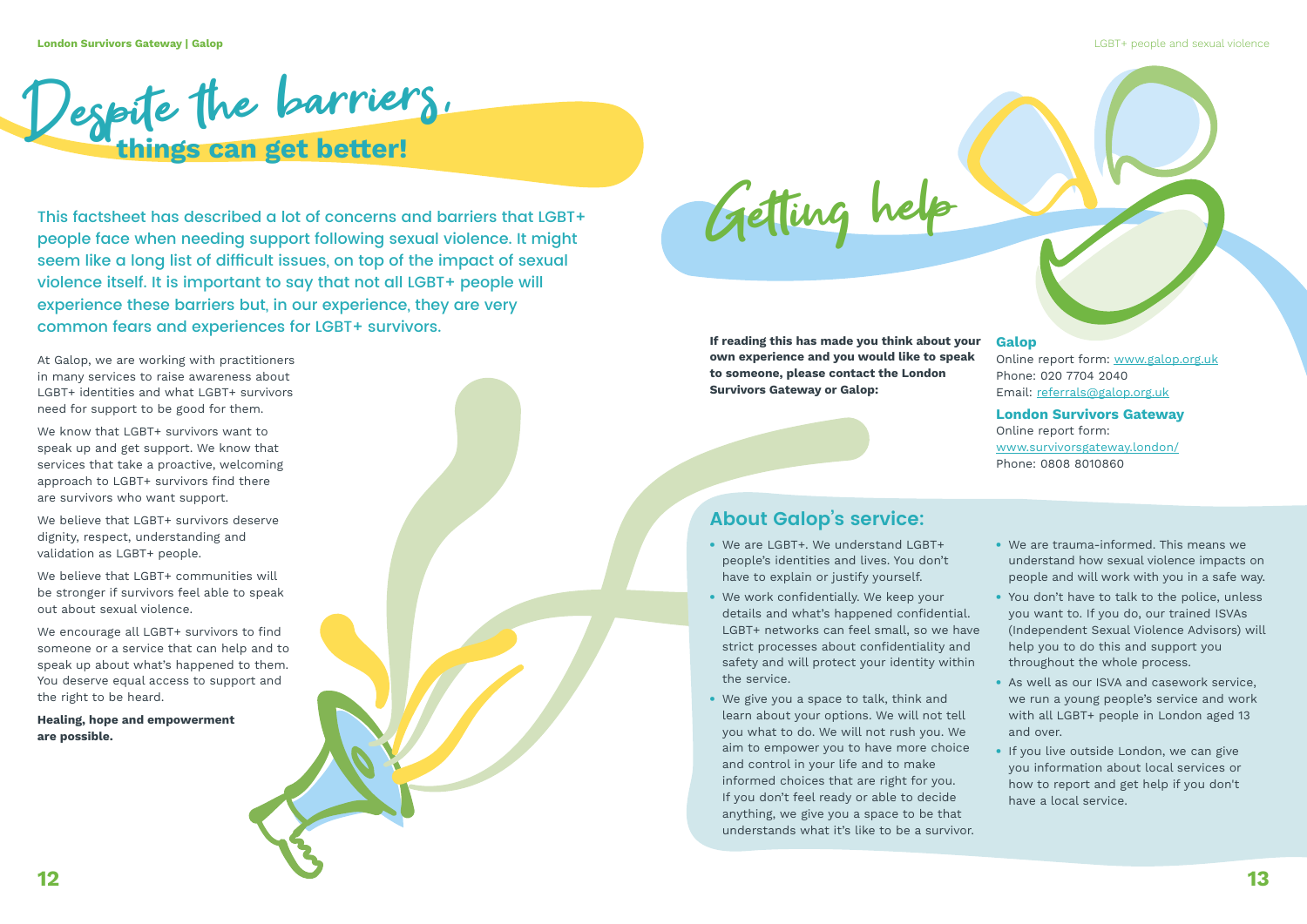# Despite the barriers, things can get better!

This factsheet has described a lot of concerns and barriers that LGBT+ people face when needing support following sexual violence. It might seem like a long list of difficult issues, on top of the impact of sexual violence itself. It is important to say that not all LGBT+ people will experience these barriers but, in our experience, they are very common fears and experiences for LGBT+ survivors.

At Galop, we are working with practitioners in many services to raise awareness about LGBT+ identities and what LGBT+ survivors need for support to be good for them.

We know that LGBT+ survivors want to speak up and get support. We know that services that take a proactive, welcoming approach to LGBT+ survivors find there are survivors who want support.

We believe that LGBT+ survivors deserve dignity, respect, understanding and validation as LGBT+ people.

We believe that LGBT+ communities will be stronger if survivors feel able to speak out about sexual violence.

We encourage all LGBT+ survivors to find someone or a service that can help and to speak up about what's happened to them. You deserve equal access to support and the right to be heard.

**Healing, hope and empowerment are possible.**

# Getting help

**If reading this has made you think about your own experience and you would like to speak to someone, please contact the London Survivors Gateway or Galop:**

### Galop

Online report form: www.galop.org.uk
Phone: 020 7704 2040
Email: referrals@galop.org.uk

### London Survivors Gateway

Online report form: www.survivorsgateway.london/
Phone: 0808 8010860

## About Galop's service:

- We are LGBT+. We understand LGBT+ people's identities and lives. You don't have to explain or justify yourself.
- We work confidentially. We keep your details and what's happened confidential. LGBT+ networks can feel small, so we have strict processes about confidentiality and safety and will protect your identity within the service.
- We give you a space to talk, think and learn about your options. We will not tell you what to do. We will not rush you. We aim to empower you to have more choice and control in your life and to make informed choices that are right for you. If you don't feel ready or able to decide anything, we give you a space to be that understands what it's like to be a survivor.
- We are trauma-informed. This means we understand how sexual violence impacts on people and will work with you in a safe way.
- You don't have to talk to the police, unless you want to. If you do, our trained ISVAs (Independent Sexual Violence Advisors) will help you to do this and support you throughout the whole process.
- As well as our ISVA and casework service, we run a young people's service and work with all LGBT+ people in London aged 13 and over.
- If you live outside London, we can give you information about local services or how to report and get help if you don't have a local service.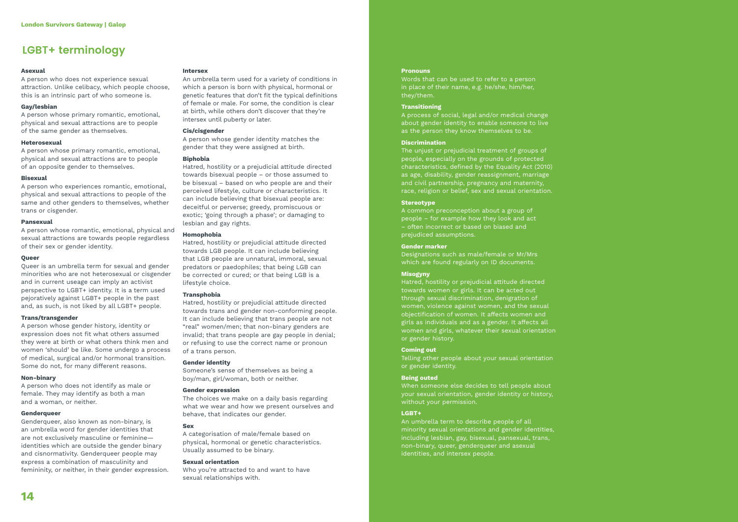## LGBT+ terminology

**Asexual**
A person who does not experience sexual attraction. Unlike celibacy, which people choose, this is an intrinsic part of who someone is.

**Gay/lesbian**
A person whose primary romantic, emotional, physical and sexual attractions are to people of the same gender as themselves.

**Heterosexual**
A person whose primary romantic, emotional, physical and sexual attractions are to people of an opposite gender to themselves.

**Bisexual**
A person who experiences romantic, emotional, physical and sexual attractions to people of the same and other genders to themselves, whether trans or cisgender.

**Pansexual**
A person whose romantic, emotional, physical and sexual attractions are towards people regardless of their sex or gender identity.

**Queer**
Queer is an umbrella term for sexual and gender minorities who are not heterosexual or cisgender and in current useage can imply an activist perspective to LGBT+ identity. It is a term used pejoratively against LGBT+ people in the past and, as such, is not liked by all LGBT+ people.

**Trans/transgender**
A person whose gender history, identity or expression does not fit what others assumed they were at birth or what others think men and women 'should' be like. Some undergo a process of medical, surgical and/or hormonal transition. Some do not, for many different reasons.

**Non-binary**
A person who does not identify as male or female. They may identify as both a man and a woman, or neither.

**Genderqueer**
Genderqueer, also known as non-binary, is an umbrella word for gender identities that are not exclusively masculine or feminine—identities which are outside the gender binary and cisnormativity. Genderqueer people may express a combination of masculinity and femininity, or neither, in their gender expression.

**Intersex**
An umbrella term used for a variety of conditions in which a person is born with physical, hormonal or genetic features that don't fit the typical definitions of female or male. For some, the condition is clear at birth, while others don't discover that they're intersex until puberty or later.

**Cis/cisgender**
A person whose gender identity matches the gender that they were assigned at birth.

**Biphobia**
Hatred, hostility or a prejudicial attitude directed towards bisexual people – or those assumed to be bisexual – based on who people are and their perceived lifestyle, culture or characteristics. It can include believing that bisexual people are: deceitful or perverse; greedy, promiscuous or exotic; 'going through a phase'; or damaging to lesbian and gay rights.

**Homophobia**
Hatred, hostility or prejudicial attitude directed towards LGB people. It can include believing that LGB people are unnatural, immoral, sexual predators or paedophiles; that being LGB can be corrected or cured; or that being LGB is a lifestyle choice.

**Transphobia**
Hatred, hostility or prejudicial attitude directed towards trans and gender non-conforming people. It can include believing that trans people are not "real" women/men; that non-binary genders are invalid; that trans people are gay people in denial; or refusing to use the correct name or pronoun of a trans person.

**Gender identity**
Someone's sense of themselves as being a boy/man, girl/woman, both or neither.

**Gender expression**
The choices we make on a daily basis regarding what we wear and how we present ourselves and behave, that indicates our gender.

**Sex**
A categorisation of male/female based on physical, hormonal or genetic characteristics. Usually assumed to be binary.

**Sexual orientation**
Who you're attracted to and want to have sexual relationships with.

**Pronouns**
Words that can be used to refer to a person in place of their name, e.g. he/she, him/her, they/them.

**Transitioning**
A process of social, legal and/or medical change about gender identity to enable someone to live as the person they know themselves to be.

**Discrimination**
The unjust or prejudicial treatment of groups of people, especially on the grounds of protected characteristics, defined by the Equality Act (2010) as age, disability, gender reassignment, marriage and civil partnership, pregnancy and maternity, race, religion or belief, sex and sexual orientation.

**Stereotype**
A common preconception about a group of people – for example how they look and act – often incorrect or based on biased and prejudiced assumptions.

**Gender marker**
Designations such as male/female or Mr/Mrs which are found regularly on ID documents.

**Misogyny**
Hatred, hostility or prejudicial attitude directed towards women or girls. It can be acted out through sexual discrimination, denigration of women, violence against women, and the sexual objectification of women. It affects women and girls as individuals and as a gender. It affects all women and girls, whatever their sexual orientation or gender history.

**Coming out**
Telling other people about your sexual orientation or gender identity.

**Being outed**
When someone else decides to tell people about your sexual orientation, gender identity or history, without your permission.

**LGBT+**
An umbrella term to describe people of all minority sexual orientations and gender identities, including lesbian, gay, bisexual, pansexual, trans, non-binary, queer, genderqueer and asexual identities, and intersex people.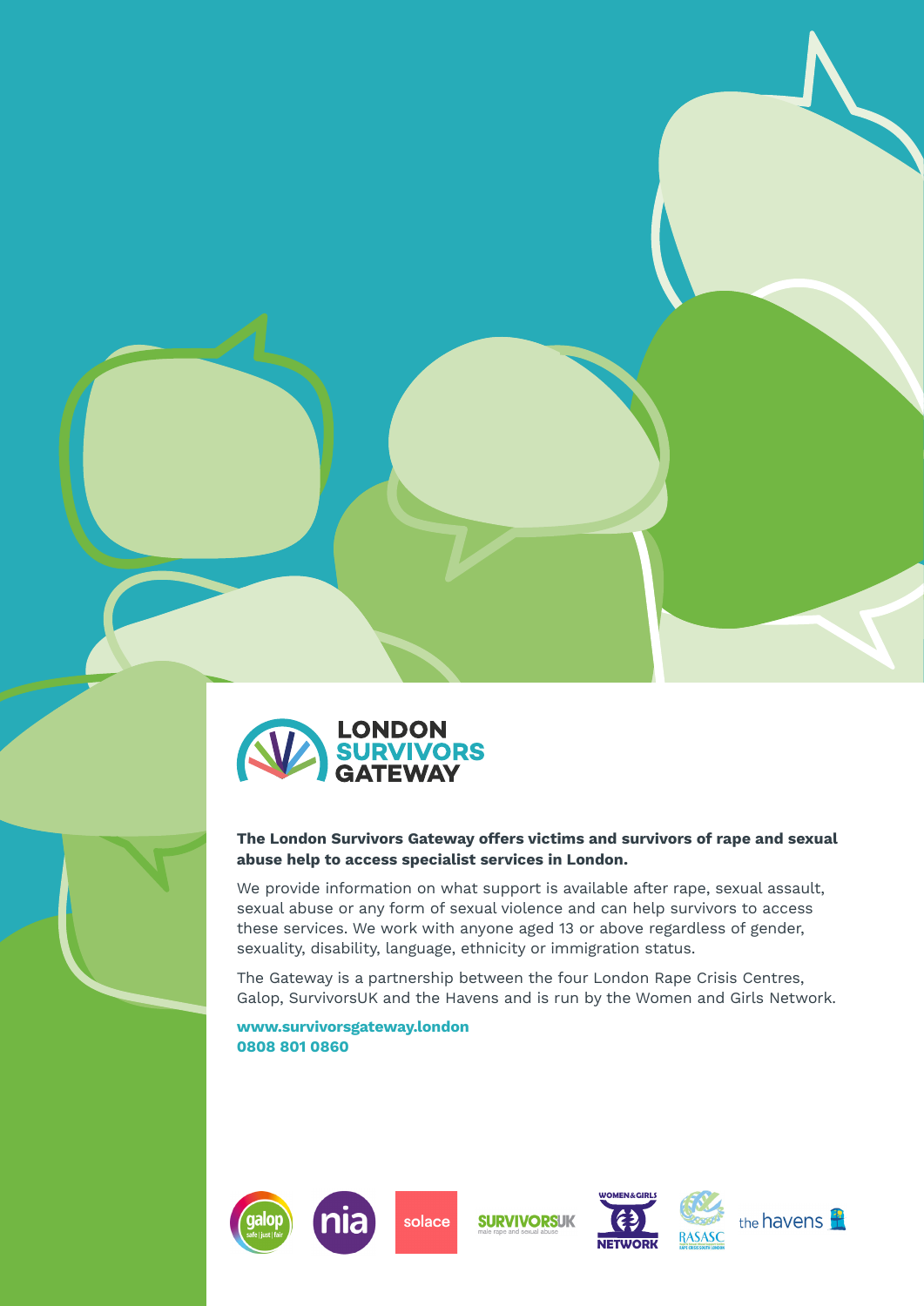# LONDON SURVIVORS GATEWAY

**The London Survivors Gateway offers victims and survivors of rape and sexual abuse help to access specialist services in London.**

We provide information on what support is available after rape, sexual assault, sexual abuse or any form of sexual violence and can help survivors to access these services. We work with anyone aged 13 or above regardless of gender, sexuality, disability, language, ethnicity or immigration status.

The Gateway is a partnership between the four London Rape Crisis Centres, Galop, SurvivorsUK and the Havens and is run by the Women and Girls Network.

**www.survivorsgateway.london**
**0808 801 0860**

galop safe | just | fair

nia

solace

SURVIVORSUK male rape and sexual abuse

WOMEN&GIRLS NETWORK

RASASC

the havens